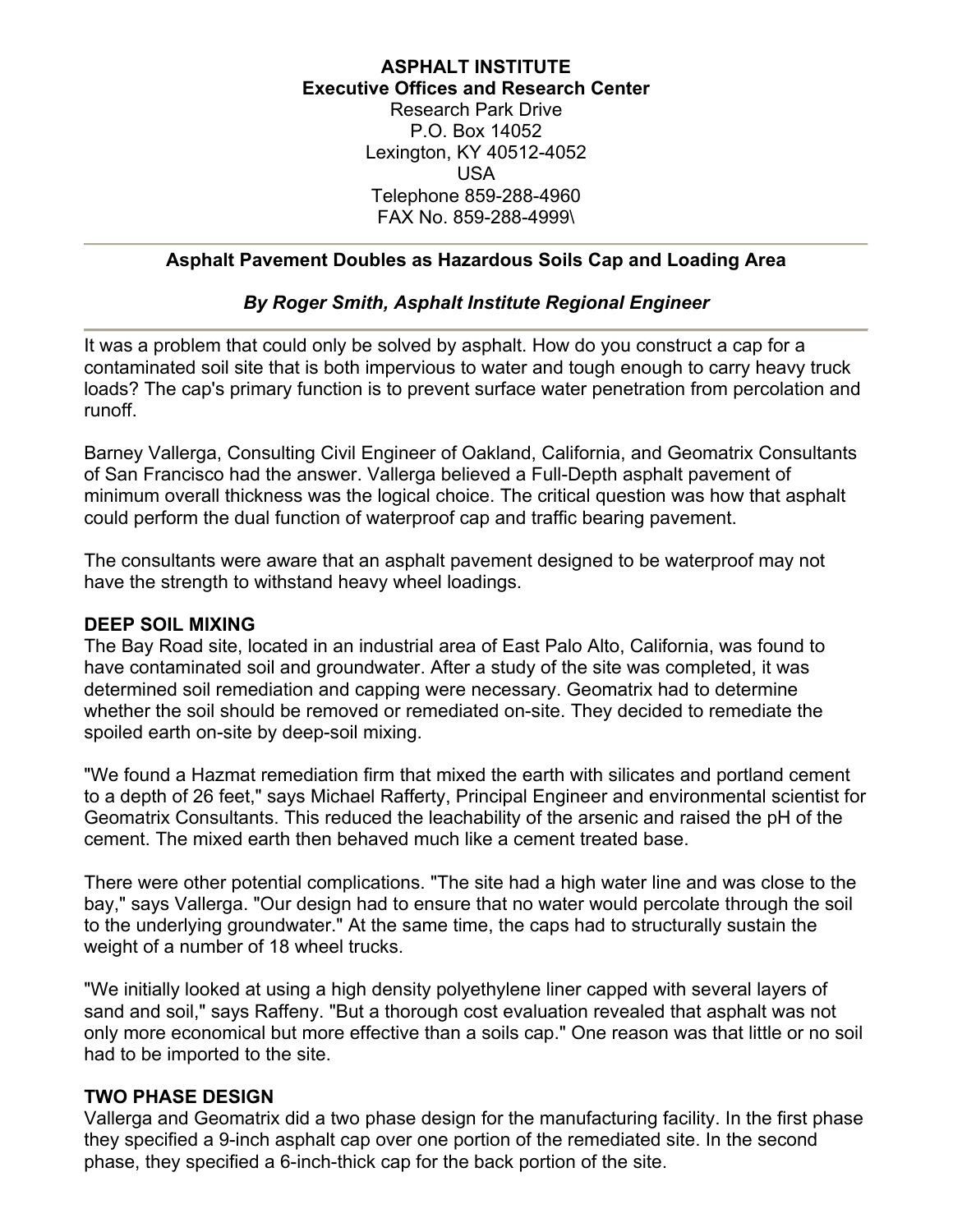**ASPHALT INSTITUTE**
**Executive Offices and Research Center**
Research Park Drive
P.O. Box 14052
Lexington, KY 40512-4052
USA
Telephone 859-288-4960
FAX No. 859-288-4999\

---

## Asphalt Pavement Doubles as Hazardous Soils Cap and Loading Area

***By Roger Smith, Asphalt Institute Regional Engineer***

---

It was a problem that could only be solved by asphalt. How do you construct a cap for a contaminated soil site that is both impervious to water and tough enough to carry heavy truck loads? The cap's primary function is to prevent surface water penetration from percolation and runoff.

Barney Vallerga, Consulting Civil Engineer of Oakland, California, and Geomatrix Consultants of San Francisco had the answer. Vallerga believed a Full-Depth asphalt pavement of minimum overall thickness was the logical choice. The critical question was how that asphalt could perform the dual function of waterproof cap and traffic bearing pavement.

The consultants were aware that an asphalt pavement designed to be waterproof may not have the strength to withstand heavy wheel loadings.

### DEEP SOIL MIXING

The Bay Road site, located in an industrial area of East Palo Alto, California, was found to have contaminated soil and groundwater. After a study of the site was completed, it was determined soil remediation and capping were necessary. Geomatrix had to determine whether the soil should be removed or remediated on-site. They decided to remediate the spoiled earth on-site by deep-soil mixing.

"We found a Hazmat remediation firm that mixed the earth with silicates and portland cement to a depth of 26 feet," says Michael Rafferty, Principal Engineer and environmental scientist for Geomatrix Consultants. This reduced the leachability of the arsenic and raised the pH of the cement. The mixed earth then behaved much like a cement treated base.

There were other potential complications. "The site had a high water line and was close to the bay," says Vallerga. "Our design had to ensure that no water would percolate through the soil to the underlying groundwater." At the same time, the caps had to structurally sustain the weight of a number of 18 wheel trucks.

"We initially looked at using a high density polyethylene liner capped with several layers of sand and soil," says Raffeny. "But a thorough cost evaluation revealed that asphalt was not only more economical but more effective than a soils cap." One reason was that little or no soil had to be imported to the site.

### TWO PHASE DESIGN

Vallerga and Geomatrix did a two phase design for the manufacturing facility. In the first phase they specified a 9-inch asphalt cap over one portion of the remediated site. In the second phase, they specified a 6-inch-thick cap for the back portion of the site.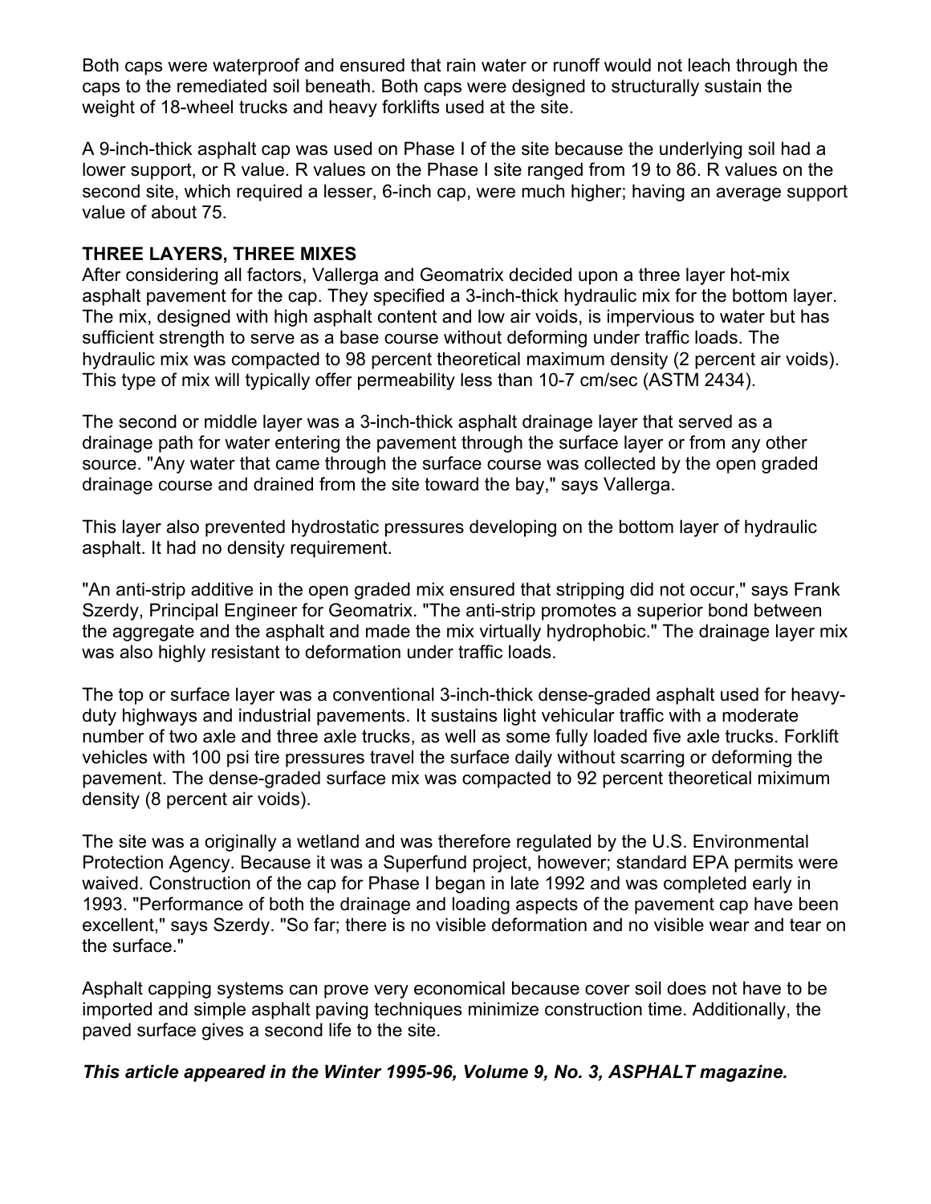Both caps were waterproof and ensured that rain water or runoff would not leach through the caps to the remediated soil beneath. Both caps were designed to structurally sustain the weight of 18-wheel trucks and heavy forklifts used at the site.

A 9-inch-thick asphalt cap was used on Phase I of the site because the underlying soil had a lower support, or R value. R values on the Phase I site ranged from 19 to 86. R values on the second site, which required a lesser, 6-inch cap, were much higher; having an average support value of about 75.

**THREE LAYERS, THREE MIXES**

After considering all factors, Vallerga and Geomatrix decided upon a three layer hot-mix asphalt pavement for the cap. They specified a 3-inch-thick hydraulic mix for the bottom layer. The mix, designed with high asphalt content and low air voids, is impervious to water but has sufficient strength to serve as a base course without deforming under traffic loads. The hydraulic mix was compacted to 98 percent theoretical maximum density (2 percent air voids). This type of mix will typically offer permeability less than 10-7 cm/sec (ASTM 2434).

The second or middle layer was a 3-inch-thick asphalt drainage layer that served as a drainage path for water entering the pavement through the surface layer or from any other source. "Any water that came through the surface course was collected by the open graded drainage course and drained from the site toward the bay," says Vallerga.

This layer also prevented hydrostatic pressures developing on the bottom layer of hydraulic asphalt. It had no density requirement.

"An anti-strip additive in the open graded mix ensured that stripping did not occur," says Frank Szerdy, Principal Engineer for Geomatrix. "The anti-strip promotes a superior bond between the aggregate and the asphalt and made the mix virtually hydrophobic." The drainage layer mix was also highly resistant to deformation under traffic loads.

The top or surface layer was a conventional 3-inch-thick dense-graded asphalt used for heavy-duty highways and industrial pavements. It sustains light vehicular traffic with a moderate number of two axle and three axle trucks, as well as some fully loaded five axle trucks. Forklift vehicles with 100 psi tire pressures travel the surface daily without scarring or deforming the pavement. The dense-graded surface mix was compacted to 92 percent theoretical maximum density (8 percent air voids).

The site was a originally a wetland and was therefore regulated by the U.S. Environmental Protection Agency. Because it was a Superfund project, however; standard EPA permits were waived. Construction of the cap for Phase I began in late 1992 and was completed early in 1993. "Performance of both the drainage and loading aspects of the pavement cap have been excellent," says Szerdy. "So far; there is no visible deformation and no visible wear and tear on the surface."

Asphalt capping systems can prove very economical because cover soil does not have to be imported and simple asphalt paving techniques minimize construction time. Additionally, the paved surface gives a second life to the site.

***This article appeared in the Winter 1995-96, Volume 9, No. 3, ASPHALT magazine.***